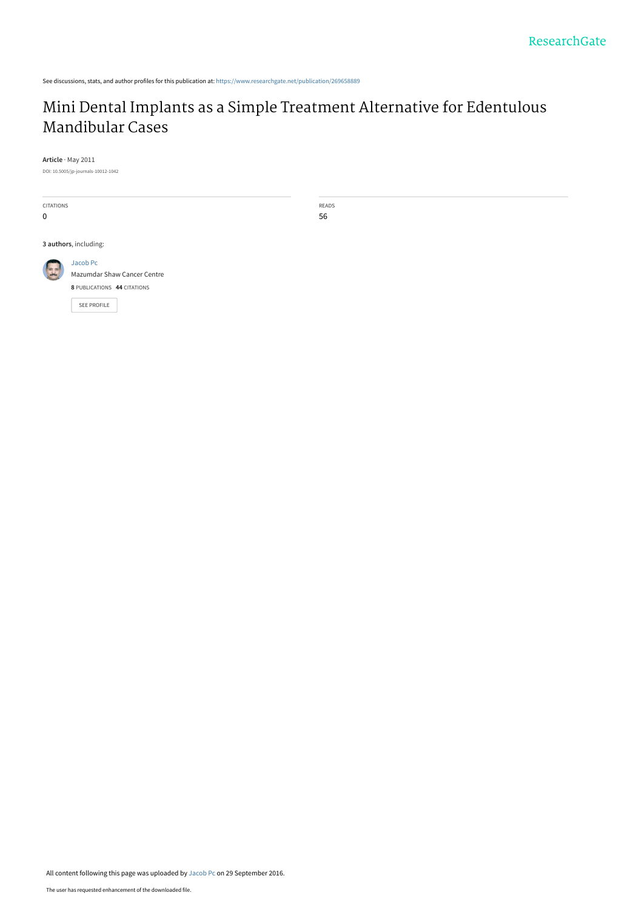See discussions, stats, and author profiles for this publication at: https://www.researchgate.net/publication/269658889

# Mini Dental Implants as a Simple Treatment Alternative for Edentulous Mandibular Cases

**Article** · May 2011

DOI: 10.5005/jp-journals-10012-1042

CITATIONS
0

READS
56

**3 authors**, including:

Jacob Pc
Mazumdar Shaw Cancer Centre
**8** PUBLICATIONS **44** CITATIONS

SEE PROFILE

All content following this page was uploaded by Jacob Pc on 29 September 2016.

The user has requested enhancement of the downloaded file.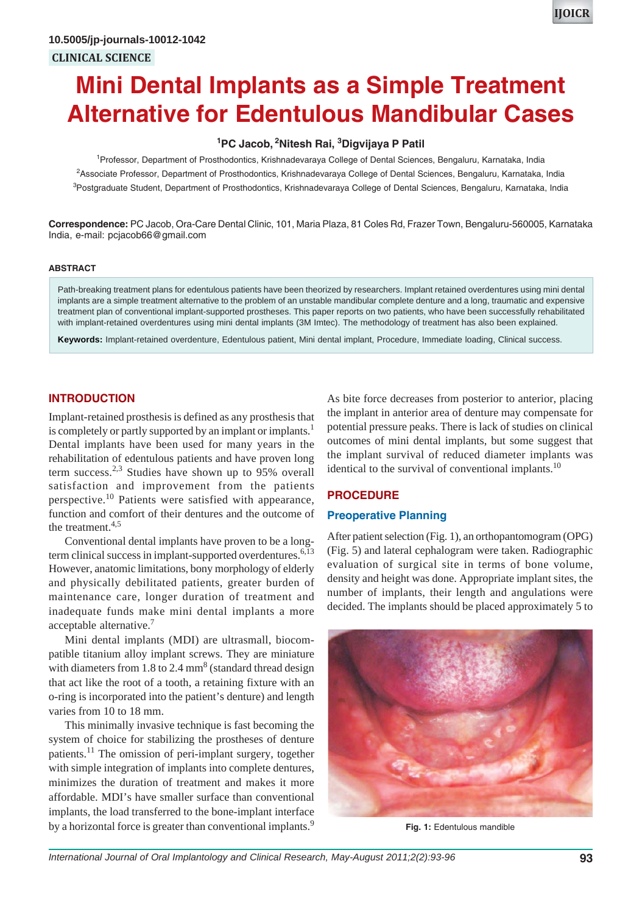10.5005/jp-journals-10012-1042

CLINICAL SCIENCE

# Mini Dental Implants as a Simple Treatment Alternative for Edentulous Mandibular Cases

[1]PC Jacob, [2]Nitesh Rai, [3]Digvijaya P Patil

[1]Professor, Department of Prosthodontics, Krishnadevaraya College of Dental Sciences, Bengaluru, Karnataka, India

[2]Associate Professor, Department of Prosthodontics, Krishnadevaraya College of Dental Sciences, Bengaluru, Karnataka, India

[3]Postgraduate Student, Department of Prosthodontics, Krishnadevaraya College of Dental Sciences, Bengaluru, Karnataka, India

**Correspondence:** PC Jacob, Ora-Care Dental Clinic, 101, Maria Plaza, 81 Coles Rd, Frazer Town, Bengaluru-560005, Karnataka India, e-mail: pcjacob66@gmail.com

## ABSTRACT

Path-breaking treatment plans for edentulous patients have been theorized by researchers. Implant retained overdentures using mini dental implants are a simple treatment alternative to the problem of an unstable mandibular complete denture and a long, traumatic and expensive treatment plan of conventional implant-supported prostheses. This paper reports on two patients, who have been successfully rehabilitated with implant-retained overdentures using mini dental implants (3M Imtec). The methodology of treatment has also been explained.

**Keywords:** Implant-retained overdenture, Edentulous patient, Mini dental implant, Procedure, Immediate loading, Clinical success.

## INTRODUCTION

Implant-retained prosthesis is defined as any prosthesis that is completely or partly supported by an implant or implants.[1] Dental implants have been used for many years in the rehabilitation of edentulous patients and have proven long term success.[2,3] Studies have shown up to 95% overall satisfaction and improvement from the patients perspective.[10] Patients were satisfied with appearance, function and comfort of their dentures and the outcome of the treatment.[4,5]

Conventional dental implants have proven to be a long-term clinical success in implant-supported overdentures.[6,13] However, anatomic limitations, bony morphology of elderly and physically debilitated patients, greater burden of maintenance care, longer duration of treatment and inadequate funds make mini dental implants a more acceptable alternative.[7]

Mini dental implants (MDI) are ultrasmall, biocompatible titanium alloy implant screws. They are miniature with diameters from 1.8 to 2.4 mm[8] (standard thread design that act like the root of a tooth, a retaining fixture with an o-ring is incorporated into the patient's denture) and length varies from 10 to 18 mm.

This minimally invasive technique is fast becoming the system of choice for stabilizing the prostheses of denture patients.[11] The omission of peri-implant surgery, together with simple integration of implants into complete dentures, minimizes the duration of treatment and makes it more affordable. MDI's have smaller surface than conventional implants, the load transferred to the bone-implant interface by a horizontal force is greater than conventional implants.[9] As bite force decreases from posterior to anterior, placing the implant in anterior area of denture may compensate for potential pressure peaks. There is lack of studies on clinical outcomes of mini dental implants, but some suggest that the implant survival of reduced diameter implants was identical to the survival of conventional implants.[10]

## PROCEDURE

### Preoperative Planning

After patient selection (Fig. 1), an orthopantomogram (OPG) (Fig. 5) and lateral cephalogram were taken. Radiographic evaluation of surgical site in terms of bone volume, density and height was done. Appropriate implant sites, the number of implants, their length and angulations were decided. The implants should be placed approximately 5 to

**Fig. 1:** Edentulous mandible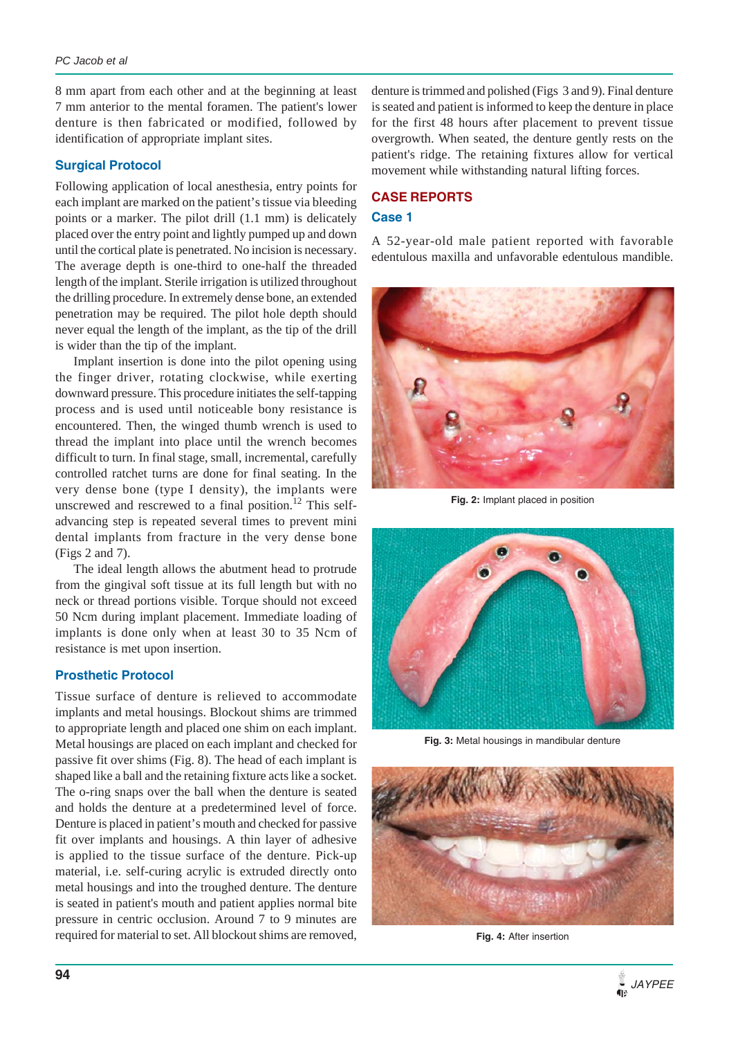8 mm apart from each other and at the beginning at least 7 mm anterior to the mental foramen. The patient's lower denture is then fabricated or modified, followed by identification of appropriate implant sites.

### Surgical Protocol

Following application of local anesthesia, entry points for each implant are marked on the patient's tissue via bleeding points or a marker. The pilot drill (1.1 mm) is delicately placed over the entry point and lightly pumped up and down until the cortical plate is penetrated. No incision is necessary. The average depth is one-third to one-half the threaded length of the implant. Sterile irrigation is utilized throughout the drilling procedure. In extremely dense bone, an extended penetration may be required. The pilot hole depth should never equal the length of the implant, as the tip of the drill is wider than the tip of the implant.

Implant insertion is done into the pilot opening using the finger driver, rotating clockwise, while exerting downward pressure. This procedure initiates the self-tapping process and is used until noticeable bony resistance is encountered. Then, the winged thumb wrench is used to thread the implant into place until the wrench becomes difficult to turn. In final stage, small, incremental, carefully controlled ratchet turns are done for final seating. In the very dense bone (type I density), the implants were unscrewed and rescrewed to a final position.[12] This self-advancing step is repeated several times to prevent mini dental implants from fracture in the very dense bone (Figs 2 and 7).

The ideal length allows the abutment head to protrude from the gingival soft tissue at its full length but with no neck or thread portions visible. Torque should not exceed 50 Ncm during implant placement. Immediate loading of implants is done only when at least 30 to 35 Ncm of resistance is met upon insertion.

### Prosthetic Protocol

Tissue surface of denture is relieved to accommodate implants and metal housings. Blockout shims are trimmed to appropriate length and placed one shim on each implant. Metal housings are placed on each implant and checked for passive fit over shims (Fig. 8). The head of each implant is shaped like a ball and the retaining fixture acts like a socket. The o-ring snaps over the ball when the denture is seated and holds the denture at a predetermined level of force. Denture is placed in patient's mouth and checked for passive fit over implants and housings. A thin layer of adhesive is applied to the tissue surface of the denture. Pick-up material, i.e. self-curing acrylic is extruded directly onto metal housings and into the troughed denture. The denture is seated in patient's mouth and patient applies normal bite pressure in centric occlusion. Around 7 to 9 minutes are required for material to set. All blockout shims are removed, denture is trimmed and polished (Figs 3 and 9). Final denture is seated and patient is informed to keep the denture in place for the first 48 hours after placement to prevent tissue overgrowth. When seated, the denture gently rests on the patient's ridge. The retaining fixtures allow for vertical movement while withstanding natural lifting forces.

## CASE REPORTS

### Case 1

A 52-year-old male patient reported with favorable edentulous maxilla and unfavorable edentulous mandible.

**Fig. 2:** Implant placed in position

**Fig. 3:** Metal housings in mandibular denture

**Fig. 4:** After insertion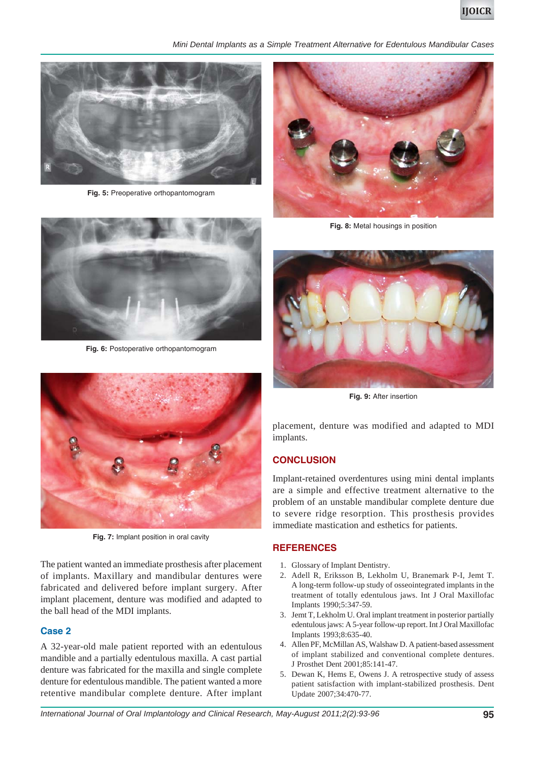Fig. 5: Preoperative orthopantomogram

Fig. 6: Postoperative orthopantomogram

Fig. 7: Implant position in oral cavity

Fig. 8: Metal housings in position

Fig. 9: After insertion

The patient wanted an immediate prosthesis after placement of implants. Maxillary and mandibular dentures were fabricated and delivered before implant surgery. After implant placement, denture was modified and adapted to the ball head of the MDI implants.

### Case 2

A 32-year-old male patient reported with an edentulous mandible and a partially edentulous maxilla. A cast partial denture was fabricated for the maxilla and single complete denture for edentulous mandible. The patient wanted a more retentive mandibular complete denture. After implant placement, denture was modified and adapted to MDI implants.

## CONCLUSION

Implant-retained overdentures using mini dental implants are a simple and effective treatment alternative to the problem of an unstable mandibular complete denture due to severe ridge resorption. This prosthesis provides immediate mastication and esthetics for patients.

## REFERENCES

1. Glossary of Implant Dentistry.
2. Adell R, Eriksson B, Lekholm U, Branemark P-I, Jemt T. A long-term follow-up study of osseointegrated implants in the treatment of totally edentulous jaws. Int J Oral Maxillofac Implants 1990;5:347-59.
3. Jemt T, Lekholm U. Oral implant treatment in posterior partially edentulous jaws: A 5-year follow-up report. Int J Oral Maxillofac Implants 1993;8:635-40.
4. Allen PF, McMillan AS, Walshaw D. A patient-based assessment of implant stabilized and conventional complete dentures. J Prosthet Dent 2001;85:141-47.
5. Dewan K, Hems E, Owens J. A retrospective study of assess patient satisfaction with implant-stabilized prosthesis. Dent Update 2007;34:470-77.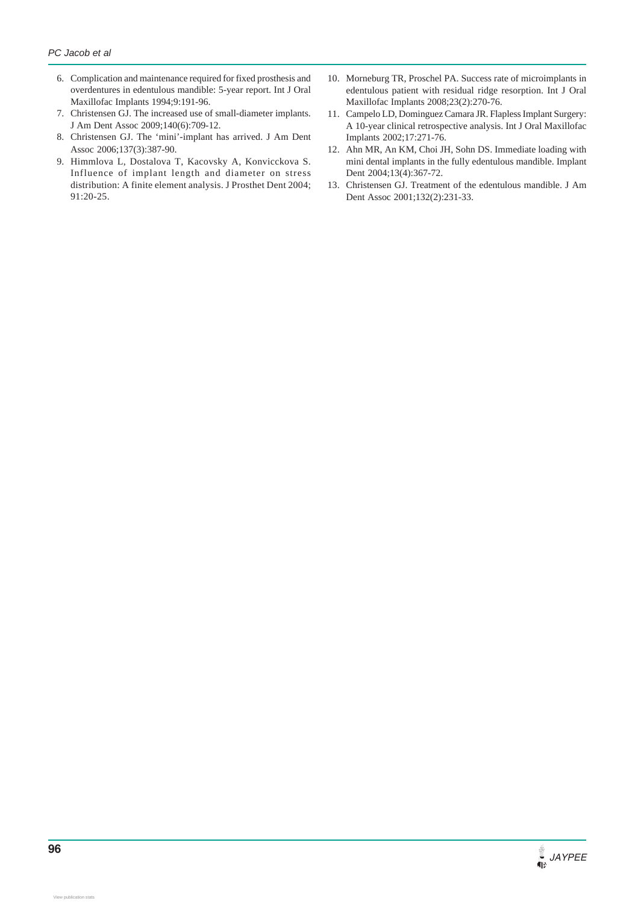6. Complication and maintenance required for fixed prosthesis and overdentures in edentulous mandible: 5-year report. Int J Oral Maxillofac Implants 1994;9:191-96.
7. Christensen GJ. The increased use of small-diameter implants. J Am Dent Assoc 2009;140(6):709-12.
8. Christensen GJ. The 'mini'-implant has arrived. J Am Dent Assoc 2006;137(3):387-90.
9. Himmlova L, Dostalova T, Kacovsky A, Konvicckova S. Influence of implant length and diameter on stress distribution: A finite element analysis. J Prosthet Dent 2004; 91:20-25.
10. Morneburg TR, Proschel PA. Success rate of microimplants in edentulous patient with residual ridge resorption. Int J Oral Maxillofac Implants 2008;23(2):270-76.
11. Campelo LD, Dominguez Camara JR. Flapless Implant Surgery: A 10-year clinical retrospective analysis. Int J Oral Maxillofac Implants 2002;17:271-76.
12. Ahn MR, An KM, Choi JH, Sohn DS. Immediate loading with mini dental implants in the fully edentulous mandible. Implant Dent 2004;13(4):367-72.
13. Christensen GJ. Treatment of the edentulous mandible. J Am Dent Assoc 2001;132(2):231-33.